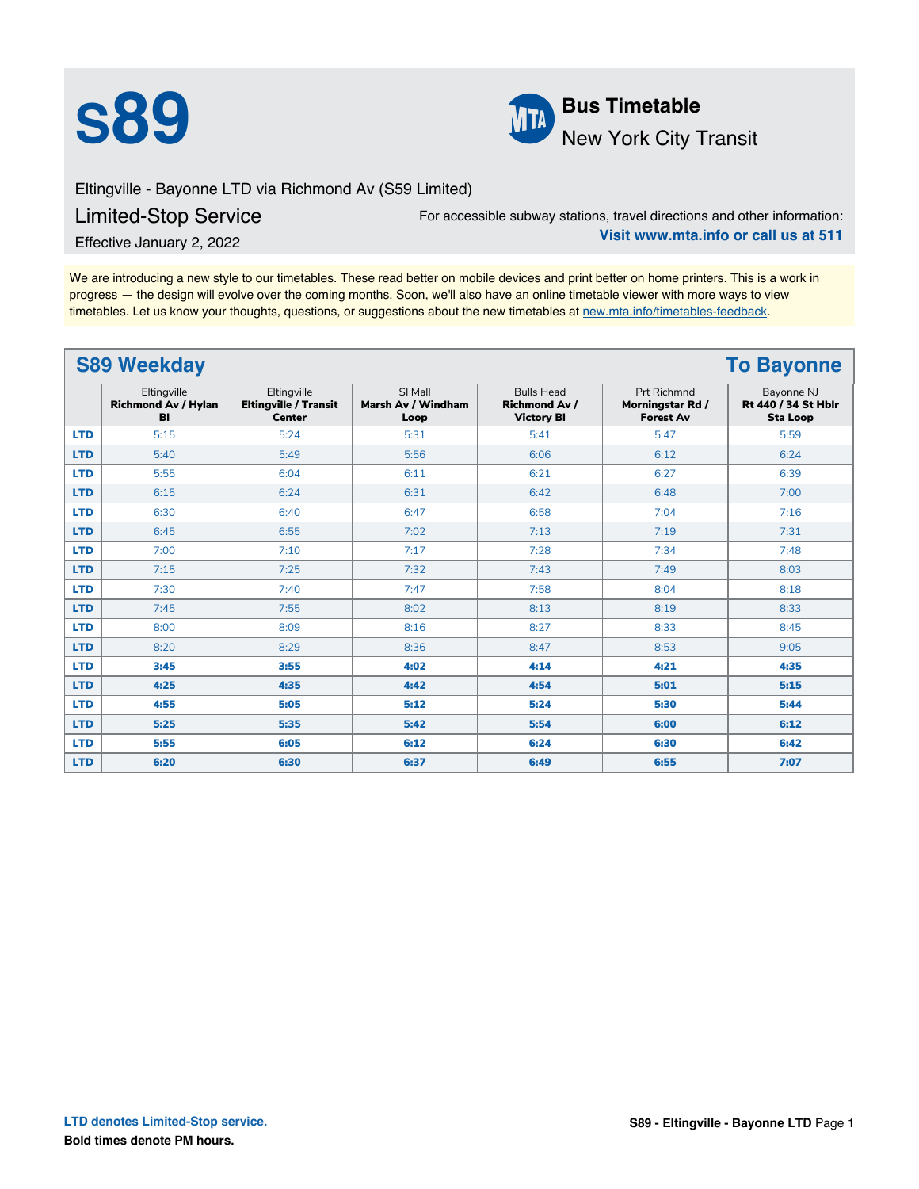# S89

**Bus Timetable**
New York City Transit

Eltingville - Bayonne LTD via Richmond Av (S59 Limited)

## Limited-Stop Service

Effective January 2, 2022

For accessible subway stations, travel directions and other information:
**Visit www.mta.info or call us at 511**

We are introducing a new style to our timetables. These read better on mobile devices and print better on home printers. This is a work in progress — the design will evolve over the coming months. Soon, we'll also have an online timetable viewer with more ways to view timetables. Let us know your thoughts, questions, or suggestions about the new timetables at new.mta.info/timetables-feedback.

## S89 Weekday — To Bayonne

| | Eltingville **Richmond Av / Hylan Bl** | Eltingville **Eltingville / Transit Center** | SI Mall **Marsh Av / Windham Loop** | Bulls Head **Richmond Av / Victory Bl** | Prt Richmnd **Morningstar Rd / Forest Av** | Bayonne NJ **Rt 440 / 34 St Hblr Sta Loop** |
|---|---|---|---|---|---|---|
| LTD | 5:15 | 5:24 | 5:31 | 5:41 | 5:47 | 5:59 |
| LTD | 5:40 | 5:49 | 5:56 | 6:06 | 6:12 | 6:24 |
| LTD | 5:55 | 6:04 | 6:11 | 6:21 | 6:27 | 6:39 |
| LTD | 6:15 | 6:24 | 6:31 | 6:42 | 6:48 | 7:00 |
| LTD | 6:30 | 6:40 | 6:47 | 6:58 | 7:04 | 7:16 |
| LTD | 6:45 | 6:55 | 7:02 | 7:13 | 7:19 | 7:31 |
| LTD | 7:00 | 7:10 | 7:17 | 7:28 | 7:34 | 7:48 |
| LTD | 7:15 | 7:25 | 7:32 | 7:43 | 7:49 | 8:03 |
| LTD | 7:30 | 7:40 | 7:47 | 7:58 | 8:04 | 8:18 |
| LTD | 7:45 | 7:55 | 8:02 | 8:13 | 8:19 | 8:33 |
| LTD | 8:00 | 8:09 | 8:16 | 8:27 | 8:33 | 8:45 |
| LTD | 8:20 | 8:29 | 8:36 | 8:47 | 8:53 | 9:05 |
| LTD | **3:45** | **3:55** | **4:02** | **4:14** | **4:21** | **4:35** |
| LTD | **4:25** | **4:35** | **4:42** | **4:54** | **5:01** | **5:15** |
| LTD | **4:55** | **5:05** | **5:12** | **5:24** | **5:30** | **5:44** |
| LTD | **5:25** | **5:35** | **5:42** | **5:54** | **6:00** | **6:12** |
| LTD | **5:55** | **6:05** | **6:12** | **6:24** | **6:30** | **6:42** |
| LTD | **6:20** | **6:30** | **6:37** | **6:49** | **6:55** | **7:07** |

LTD denotes Limited-Stop service.

**Bold times denote PM hours.**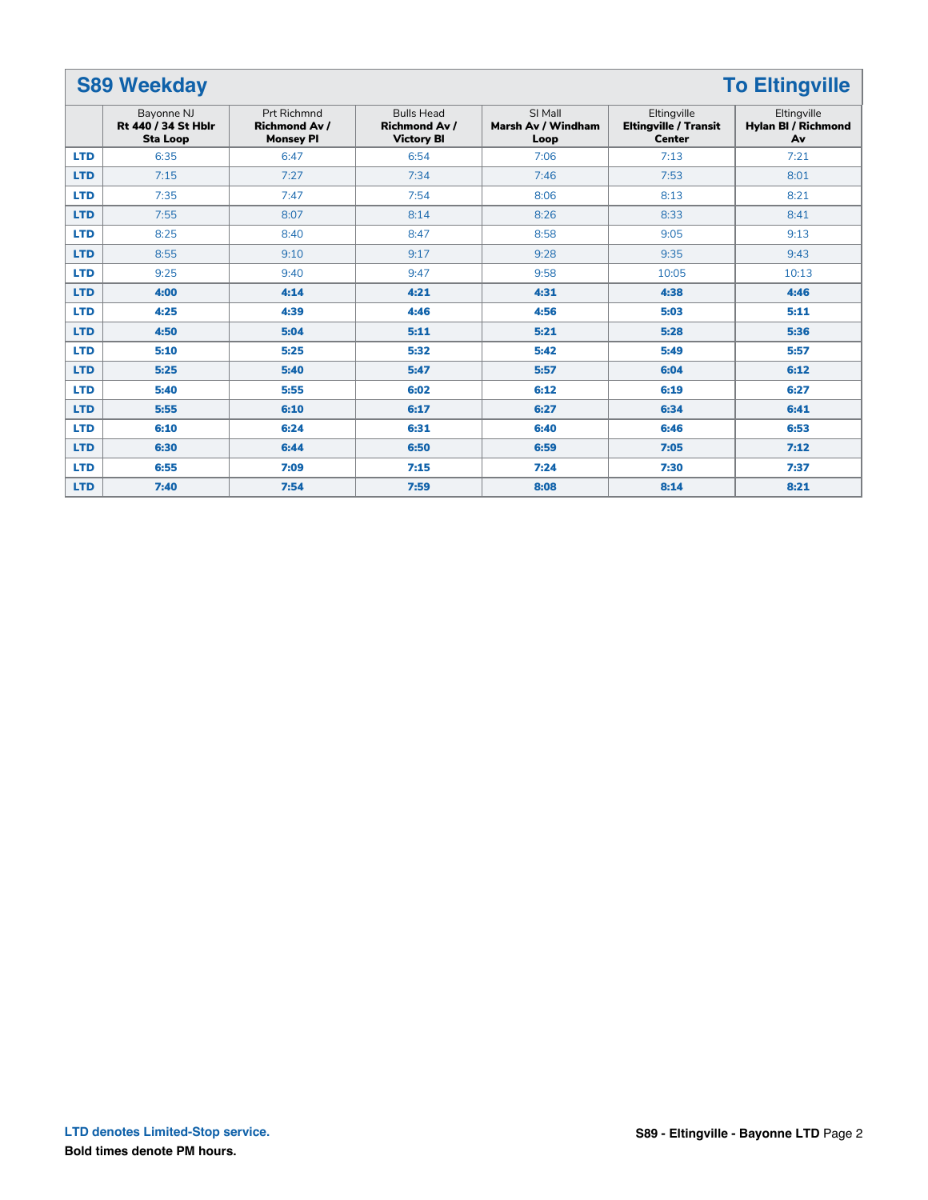## S89 Weekday — To Eltingville

| | Bayonne NJ **Rt 440 / 34 St Hblr Sta Loop** | Prt Richmnd **Richmond Av / Monsey Pl** | Bulls Head **Richmond Av / Victory Bl** | SI Mall **Marsh Av / Windham Loop** | Eltingville **Eltingville / Transit Center** | Eltingville **Hylan Bl / Richmond Av** |
|---|---|---|---|---|---|---|
| **LTD** | 6:35 | 6:47 | 6:54 | 7:06 | 7:13 | 7:21 |
| **LTD** | 7:15 | 7:27 | 7:34 | 7:46 | 7:53 | 8:01 |
| **LTD** | 7:35 | 7:47 | 7:54 | 8:06 | 8:13 | 8:21 |
| **LTD** | 7:55 | 8:07 | 8:14 | 8:26 | 8:33 | 8:41 |
| **LTD** | 8:25 | 8:40 | 8:47 | 8:58 | 9:05 | 9:13 |
| **LTD** | 8:55 | 9:10 | 9:17 | 9:28 | 9:35 | 9:43 |
| **LTD** | 9:25 | 9:40 | 9:47 | 9:58 | 10:05 | 10:13 |
| **LTD** | **4:00** | **4:14** | **4:21** | **4:31** | **4:38** | **4:46** |
| **LTD** | **4:25** | **4:39** | **4:46** | **4:56** | **5:03** | **5:11** |
| **LTD** | **4:50** | **5:04** | **5:11** | **5:21** | **5:28** | **5:36** |
| **LTD** | **5:10** | **5:25** | **5:32** | **5:42** | **5:49** | **5:57** |
| **LTD** | **5:25** | **5:40** | **5:47** | **5:57** | **6:04** | **6:12** |
| **LTD** | **5:40** | **5:55** | **6:02** | **6:12** | **6:19** | **6:27** |
| **LTD** | **5:55** | **6:10** | **6:17** | **6:27** | **6:34** | **6:41** |
| **LTD** | **6:10** | **6:24** | **6:31** | **6:40** | **6:46** | **6:53** |
| **LTD** | **6:30** | **6:44** | **6:50** | **6:59** | **7:05** | **7:12** |
| **LTD** | **6:55** | **7:09** | **7:15** | **7:24** | **7:30** | **7:37** |
| **LTD** | **7:40** | **7:54** | **7:59** | **8:08** | **8:14** | **8:21** |

**LTD denotes Limited-Stop service.**

**Bold times denote PM hours.**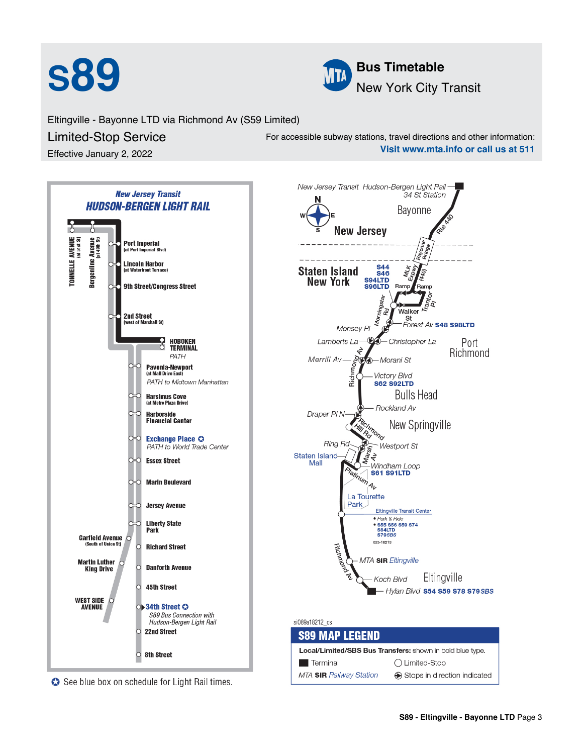# S89

**Bus Timetable**
New York City Transit

Eltingville - Bayonne LTD via Richmond Av (S59 Limited)

## Limited-Stop Service

Effective January 2, 2022

For accessible subway stations, travel directions and other information:
**Visit www.mta.info or call us at 511**

### New Jersey Transit HUDSON-BERGEN LIGHT RAIL

- TONNELLE AVENUE (at 51st St)
- Bergenline Avenue (at 49th St)
- Port Imperial (at Port Imperial Blvd)
- Lincoln Harbor (at Waterfront Terrace)
- 9th Street/Congress Street
- 2nd Street (west of Marshall St)
- HOBOKEN TERMINAL — PATH
- Pavonia-Newport (at Mall Drive East) — PATH to Midtown Manhattan
- Harsimus Cove (at Metro Plaza Drive)
- Harborside Financial Center
- Exchange Place ✪ — PATH to World Trade Center
- Essex Street
- Marin Boulevard
- Jersey Avenue
- Liberty State Park
- Garfield Avenue (South of Union St)
- Richard Street
- Martin Luther King Drive
- Danforth Avenue
- 45th Street
- WEST SIDE AVENUE
- 34th Street ✪ — S89 Bus Connection with Hudson-Bergen Light Rail
- 22nd Street
- 8th Street

✪ See blue box on schedule for Light Rail times.

### Route Map

New Jersey Transit Hudson-Bergen Light Rail 34 St Station

Bayonne, New Jersey — Rte 440 — Bayonne Bridge — (440) — MLK Expwy

Staten Island, New York — **S44 S46 S94LTD S96LTD**

- Ramp / Ramp
- Morningstar Rd
- Trantor Pl
- Walker St
- Monsey Pl
- Forest Av **S48 S98LTD**
- Lamberts La / Christopher La — Port Richmond
- Merrill Av / Morani St
- Richmond Av
- Victory Blvd **S62 S92LTD** — Bulls Head
- Rockland Av
- Draper Pl N
- Richmond Hill Rd — New Springville
- Ring Rd / Westport St
- Staten Island Mall
- Marsh Av
- Windham Loop **S61 S91LTD**
- Platinum Av
- La Tourette Park
- Eltingville Transit Center • Park & Ride • **S55 S56 S59 S74 S84LTD S79SBS**
- MTA **SIR** Eltingville
- Richmond Av
- Koch Blvd — Eltingville
- Hylan Blvd **S54 S59 S78 S79SBS**

### S89 MAP LEGEND

**Local/Limited/SBS Bus Transfers:** shown in bold blue type.

- ■ Terminal
- ○ Limited-Stop
- *MTA* **SIR** *Railway Station*
- Stops in direction indicated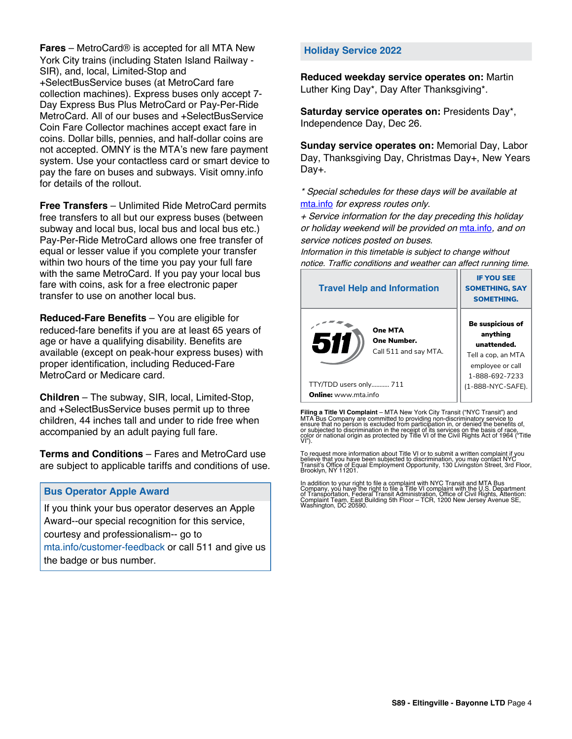**Fares** – MetroCard® is accepted for all MTA New York City trains (including Staten Island Railway - SIR), and, local, Limited-Stop and +SelectBusService buses (at MetroCard fare collection machines). Express buses only accept 7-Day Express Bus Plus MetroCard or Pay-Per-Ride MetroCard. All of our buses and +SelectBusService Coin Fare Collector machines accept exact fare in coins. Dollar bills, pennies, and half-dollar coins are not accepted. OMNY is the MTA's new fare payment system. Use your contactless card or smart device to pay the fare on buses and subways. Visit omny.info for details of the rollout.

**Free Transfers** – Unlimited Ride MetroCard permits free transfers to all but our express buses (between subway and local bus, local bus and local bus etc.) Pay-Per-Ride MetroCard allows one free transfer of equal or lesser value if you complete your transfer within two hours of the time you pay your full fare with the same MetroCard. If you pay your local bus fare with coins, ask for a free electronic paper transfer to use on another local bus.

**Reduced-Fare Benefits** – You are eligible for reduced-fare benefits if you are at least 65 years of age or have a qualifying disability. Benefits are available (except on peak-hour express buses) with proper identification, including Reduced-Fare MetroCard or Medicare card.

**Children** – The subway, SIR, local, Limited-Stop, and +SelectBusService buses permit up to three children, 44 inches tall and under to ride free when accompanied by an adult paying full fare.

**Terms and Conditions** – Fares and MetroCard use are subject to applicable tariffs and conditions of use.

## Bus Operator Apple Award

If you think your bus operator deserves an Apple Award--our special recognition for this service, courtesy and professionalism-- go to mta.info/customer-feedback or call 511 and give us the badge or bus number.

## Holiday Service 2022

**Reduced weekday service operates on:** Martin Luther King Day*, Day After Thanksgiving*.

**Saturday service operates on:** Presidents Day*, Independence Day, Dec 26.

**Sunday service operates on:** Memorial Day, Labor Day, Thanksgiving Day, Christmas Day+, New Years Day+.

*\* Special schedules for these days will be available at mta.info for express routes only.*

*+ Service information for the day preceding this holiday or holiday weekend will be provided on mta.info, and on service notices posted on buses.*

*Information in this timetable is subject to change without notice. Traffic conditions and weather can affect running time.*

| Travel Help and Information | IF YOU SEE SOMETHING, SAY SOMETHING. |
|---|---|
| 511 **One MTA One Number.** Call 511 and say MTA. TTY/TDD users only........... 711 **Online:** www.mta.info | **Be suspicious of anything unattended.** Tell a cop, an MTA employee or call 1-888-692-7233 (1-888-NYC-SAFE). |

**Filing a Title VI Complaint** – MTA New York City Transit ("NYC Transit") and MTA Bus Company are committed to providing non-discriminatory service to ensure that no person is excluded from participation in, or denied the benefits of, or subjected to discrimination in the receipt of its services on the basis of race, color or national origin as protected by Title VI of the Civil Rights Act of 1964 ("Title VI").

To request more information about Title VI or to submit a written complaint if you believe that you have been subjected to discrimination, you may contact NYC Transit's Office of Equal Employment Opportunity, 130 Livingston Street, 3rd Floor, Brooklyn, NY 11201.

In addition to your right to file a complaint with NYC Transit and MTA Bus Company, you have the right to file a Title VI complaint with the U.S. Department of Transportation, Federal Transit Administration, Office of Civil Rights, Attention: Complaint Team, East Building 5th Floor – TCR, 1200 New Jersey Avenue SE, Washington, DC 20590.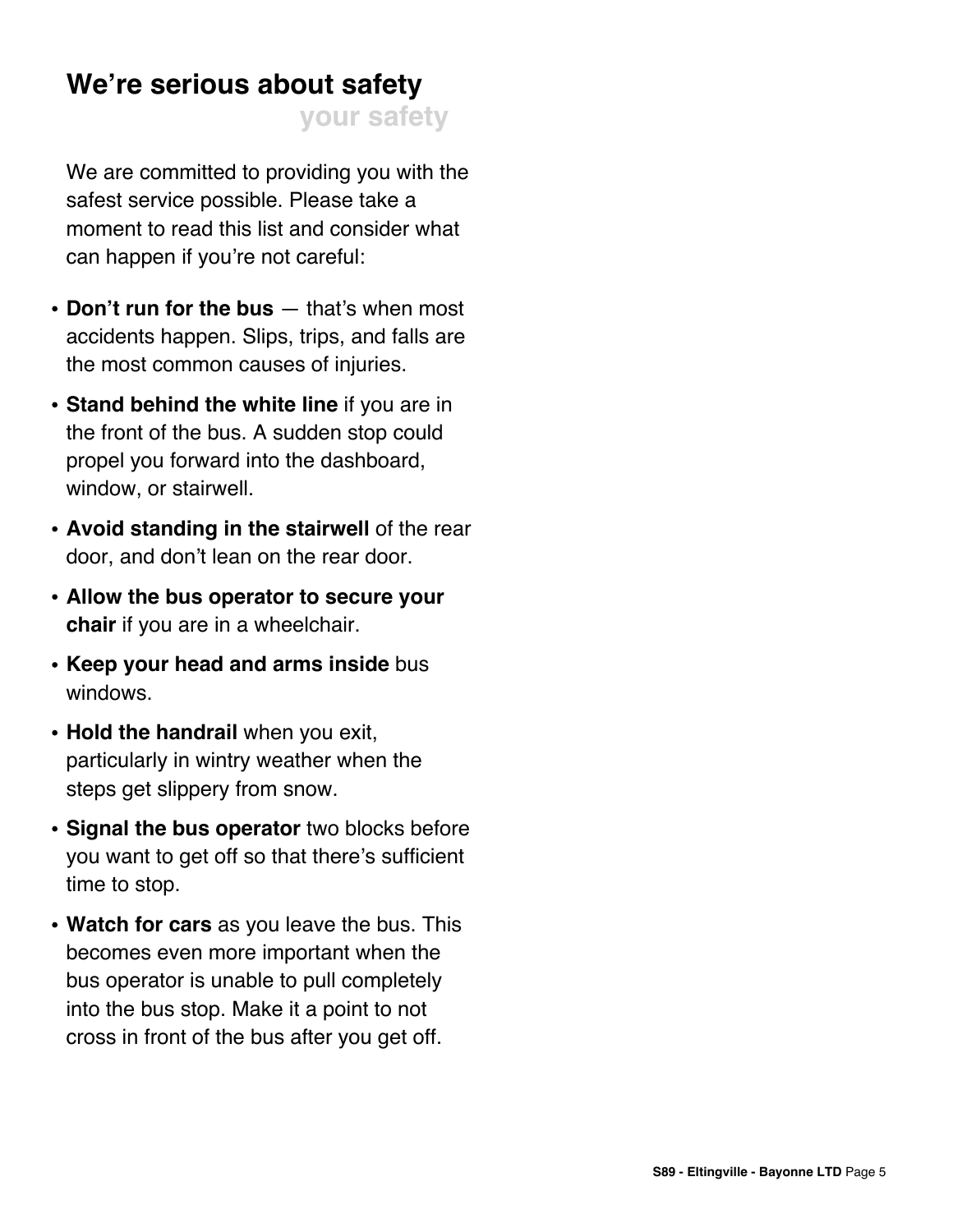## We're serious about safety

### your safety

We are committed to providing you with the safest service possible. Please take a moment to read this list and consider what can happen if you're not careful:

- **Don't run for the bus** — that's when most accidents happen. Slips, trips, and falls are the most common causes of injuries.
- **Stand behind the white line** if you are in the front of the bus. A sudden stop could propel you forward into the dashboard, window, or stairwell.
- **Avoid standing in the stairwell** of the rear door, and don't lean on the rear door.
- **Allow the bus operator to secure your chair** if you are in a wheelchair.
- **Keep your head and arms inside** bus windows.
- **Hold the handrail** when you exit, particularly in wintry weather when the steps get slippery from snow.
- **Signal the bus operator** two blocks before you want to get off so that there's sufficient time to stop.
- **Watch for cars** as you leave the bus. This becomes even more important when the bus operator is unable to pull completely into the bus stop. Make it a point to not cross in front of the bus after you get off.